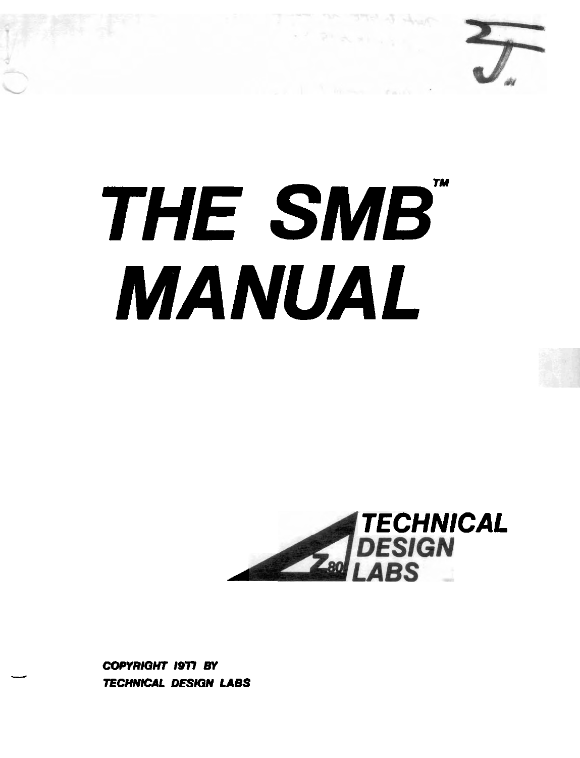# THE SMB™ MANUAL

TECHNICAL DESIGN LABS

COPYRIGHT 1977 BY
TECHNICAL DESIGN LABS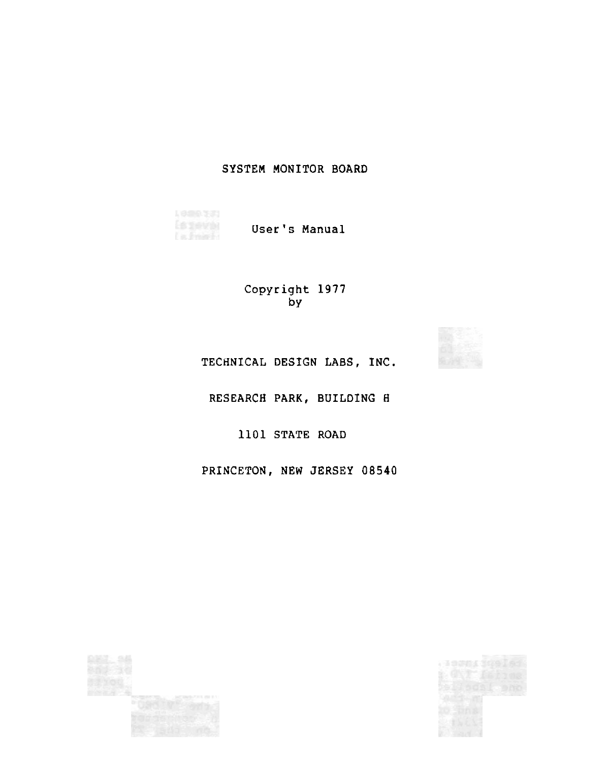# SYSTEM MONITOR BOARD

## User's Manual

Copyright 1977
by

TECHNICAL DESIGN LABS, INC.

RESEARCH PARK, BUILDING H

1101 STATE ROAD

PRINCETON, NEW JERSEY 08540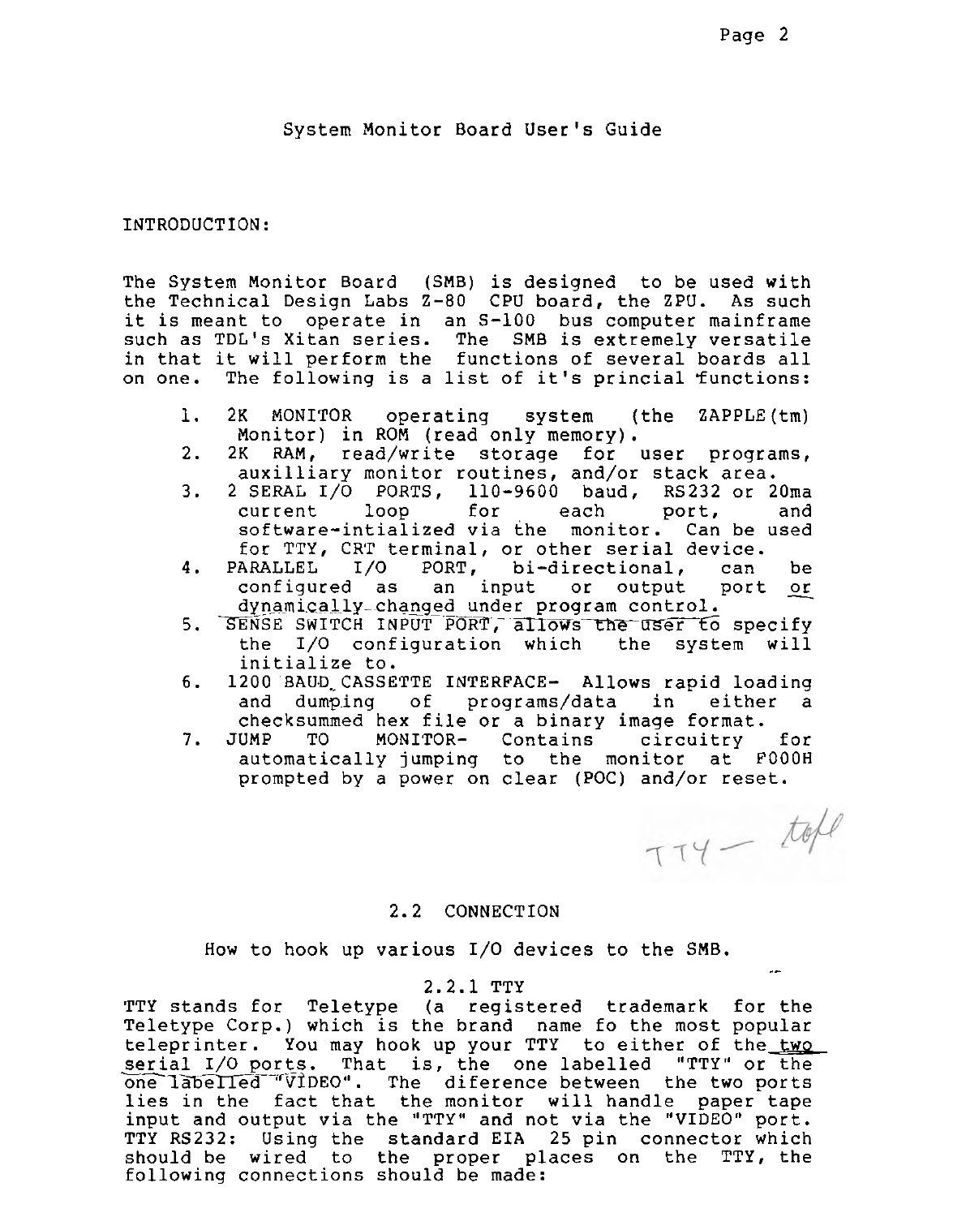System Monitor Board User's Guide

INTRODUCTION:

The System Monitor Board (SMB) is designed to be used with the Technical Design Labs Z-80 CPU board, the ZPU. As such it is meant to operate in an S-100 bus computer mainframe such as TDL's Xitan series. The SMB is extremely versatile in that it will perform the functions of several boards all on one. The following is a list of it's princial functions:

1. 2K MONITOR operating system (the ZAPPLE(tm) Monitor) in ROM (read only memory).
2. 2K RAM, read/write storage for user programs, auxilliary monitor routines, and/or stack area.
3. 2 SERAL I/O PORTS, 110-9600 baud, RS232 or 20ma current loop for each port, and software-intialized via the monitor. Can be used for TTY, CRT terminal, or other serial device.
4. PARALLEL I/O PORT, bi-directional, can be configured as an input or output port or dynamically changed under program control.
5. SENSE SWITCH INPUT PORT, allows the user to specify the I/O configuration which the system will initialize to.
6. 1200 BAUD CASSETTE INTERFACE- Allows rapid loading and dumping of programs/data in either a checksummed hex file or a binary image format.
7. JUMP TO MONITOR- Contains circuitry for automatically jumping to the monitor at F000H prompted by a power on clear (POC) and/or reset.

TTY — tope

## 2.2 CONNECTION

How to hook up various I/O devices to the SMB.

### 2.2.1 TTY

TTY stands for Teletype (a registered trademark for the Teletype Corp.) which is the brand name fo the most popular teleprinter. You may hook up your TTY to either of the two serial I/O ports. That is, the one labelled "TTY" or the one labelled "VIDEO". The diference between the two ports lies in the fact that the monitor will handle paper tape input and output via the "TTY" and not via the "VIDEO" port. TTY RS232: Using the standard EIA 25 pin connector which should be wired to the proper places on the TTY, the following connections should be made: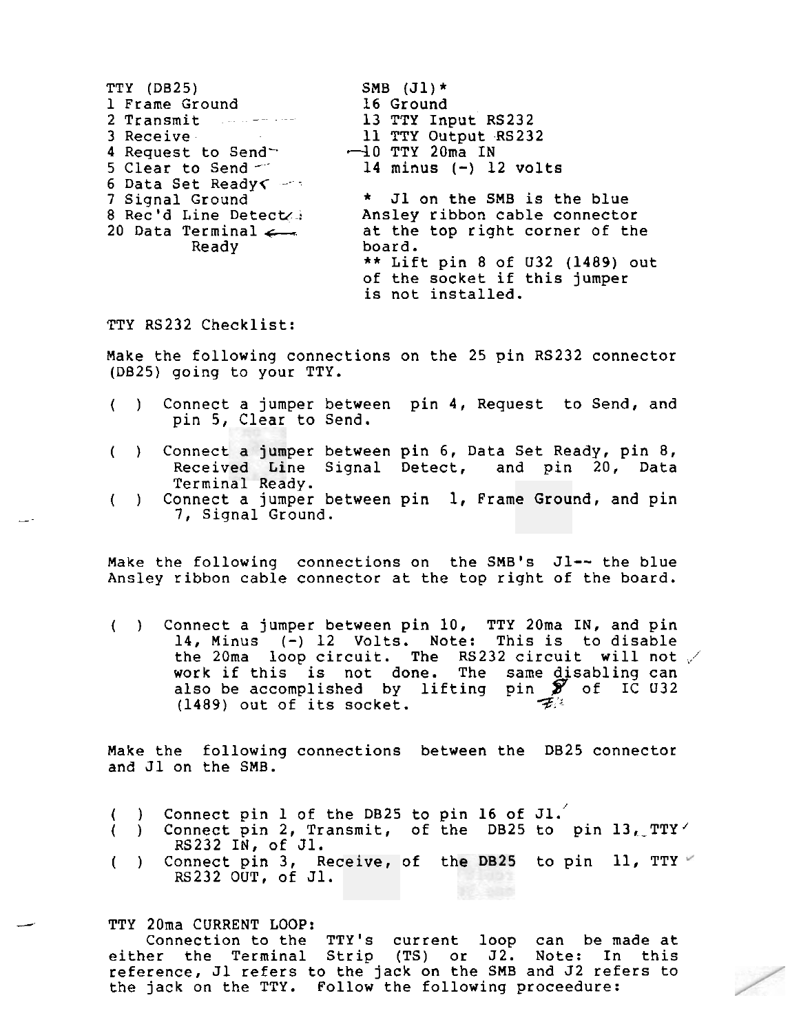| TTY (DB25) | SMB (J1)* |
|---|---|
| 1 Frame Ground | 16 Ground |
| 2 Transmit | 13 TTY Input RS232 |
| 3 Receive | 11 TTY Output RS232 |
| 4 Request to Send | 10 TTY 20ma IN |
| 5 Clear to Send | 14 minus (-) 12 volts |
| 6 Data Set Ready | |
| 7 Signal Ground | |
| 8 Rec'd Line Detect | |
| 20 Data Terminal Ready | |

\* J1 on the SMB is the blue Ansley ribbon cable connector at the top right corner of the board.

\*\* Lift pin 8 of U32 (1489) out of the socket if this jumper is not installed.

TTY RS232 Checklist:

Make the following connections on the 25 pin RS232 connector (DB25) going to your TTY.

( ) Connect a jumper between pin 4, Request to Send, and pin 5, Clear to Send.

( ) Connect a jumper between pin 6, Data Set Ready, pin 8, Received Line Signal Detect, and pin 20, Data Terminal Ready.

( ) Connect a jumper between pin 1, Frame Ground, and pin 7, Signal Ground.

Make the following connections on the SMB's J1-- the blue Ansley ribbon cable connector at the top right of the board.

( ) Connect a jumper between pin 10, TTY 20ma IN, and pin 14, Minus (-) 12 Volts. Note: This is to disable the 20ma loop circuit. The RS232 circuit will not work if this is not done. The same disabling can also be accomplished by lifting pin 8 of IC U32 (1489) out of its socket.

Make the following connections between the DB25 connector and J1 on the SMB.

( ) Connect pin 1 of the DB25 to pin 16 of J1.

( ) Connect pin 2, Transmit, of the DB25 to pin 13, TTY RS232 IN, of J1.

( ) Connect pin 3, Receive, of the DB25 to pin 11, TTY RS232 OUT, of J1.

TTY 20ma CURRENT LOOP:

Connection to the TTY's current loop can be made at either the Terminal Strip (TS) or J2. Note: In this reference, J1 refers to the jack on the SMB and J2 refers to the jack on the TTY. Follow the following proceedure: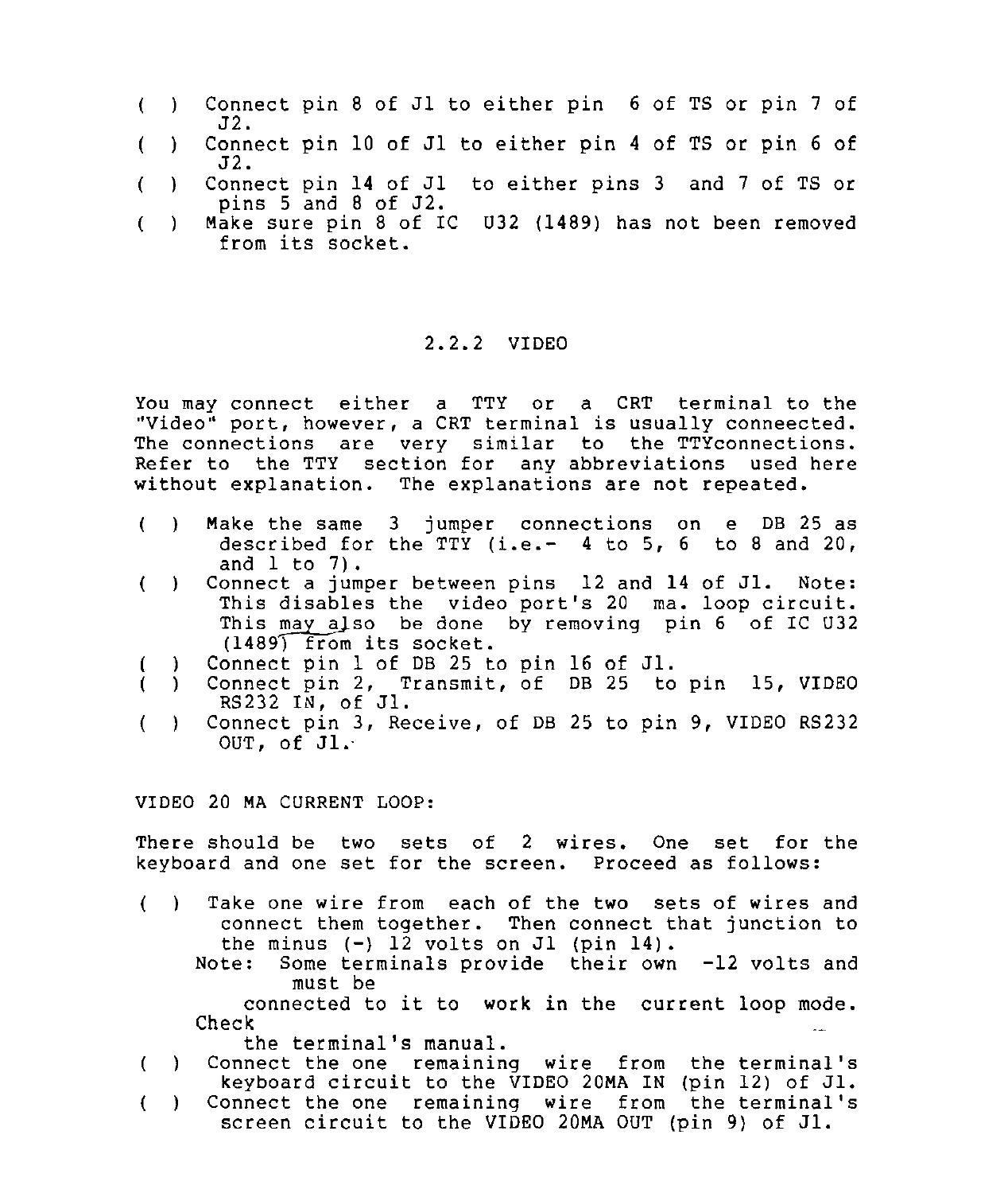( ) Connect pin 8 of J1 to either pin 6 of TS or pin 7 of J2.

( ) Connect pin 10 of J1 to either pin 4 of TS or pin 6 of J2.

( ) Connect pin 14 of J1 to either pins 3 and 7 of TS or pins 5 and 8 of J2.

( ) Make sure pin 8 of IC U32 (1489) has not been removed from its socket.

## 2.2.2 VIDEO

You may connect either a TTY or a CRT terminal to the "Video" port, however, a CRT terminal is usually conneected. The connections are very similar to the TTYconnections. Refer to the TTY section for any abbreviations used here without explanation. The explanations are not repeated.

( ) Make the same 3 jumper connections on e DB 25 as described for the TTY (i.e.- 4 to 5, 6 to 8 and 20, and 1 to 7).

( ) Connect a jumper between pins 12 and 14 of J1. Note: This disables the video port's 20 ma. loop circuit. This may also be done by removing pin 6 of IC U32 (1489) from its socket.

( ) Connect pin 1 of DB 25 to pin 16 of J1.

( ) Connect pin 2, Transmit, of DB 25 to pin 15, VIDEO RS232 IN, of J1.

( ) Connect pin 3, Receive, of DB 25 to pin 9, VIDEO RS232 OUT, of J1.

VIDEO 20 MA CURRENT LOOP:

There should be two sets of 2 wires. One set for the keyboard and one set for the screen. Proceed as follows:

( ) Take one wire from each of the two sets of wires and connect them together. Then connect that junction to the minus (-) 12 volts on J1 (pin 14).
Note: Some terminals provide their own -12 volts and must be connected to it to work in the current loop mode. Check the terminal's manual.

( ) Connect the one remaining wire from the terminal's keyboard circuit to the VIDEO 20MA IN (pin 12) of J1.

( ) Connect the one remaining wire from the terminal's screen circuit to the VIDEO 20MA OUT (pin 9) of J1.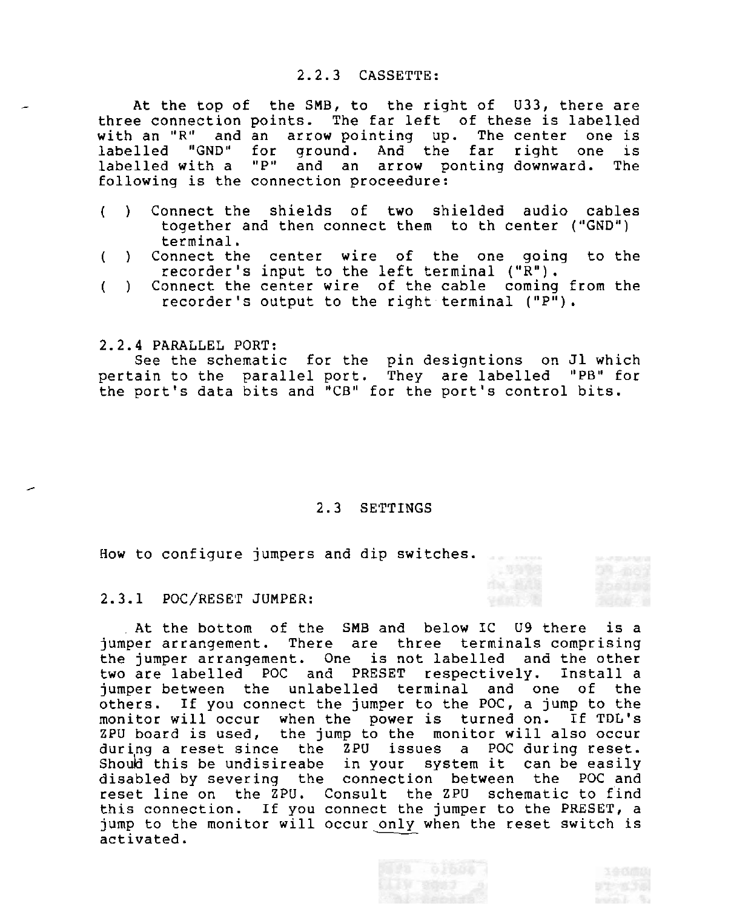## 2.2.3 CASSETTE:

At the top of the SMB, to the right of U33, there are three connection points. The far left of these is labelled with an "R" and an arrow pointing up. The center one is labelled "GND" for ground. And the far right one is labelled with a "P" and an arrow ponting downward. The following is the connection proceedure:

( ) Connect the shields of two shielded audio cables together and then connect them to th center ("GND") terminal.
( ) Connect the center wire of the one going to the recorder's input to the left terminal ("R").
( ) Connect the center wire of the cable coming from the recorder's output to the right terminal ("P").

## 2.2.4 PARALLEL PORT:

See the schematic for the pin designtions on J1 which pertain to the parallel port. They are labelled "PB" for the port's data bits and "CB" for the port's control bits.

# 2.3 SETTINGS

How to configure jumpers and dip switches.

## 2.3.1 POC/RESET JUMPER:

At the bottom of the SMB and below IC U9 there is a jumper arrangement. There are three terminals comprising the jumper arrangement. One is not labelled and the other two are labelled POC and PRESET respectively. Install a jumper between the unlabelled terminal and one of the others. If you connect the jumper to the POC, a jump to the monitor will occur when the power is turned on. If TDL's ZPU board is used, the jump to the monitor will also occur during a reset since the ZPU issues a POC during reset. Should this be undisireabe in your system it can be easily disabled by severing the connection between the POC and reset line on the ZPU. Consult the ZPU schematic to find this connection. If you connect the jumper to the PRESET, a jump to the monitor will occur <u>only</u> when the reset switch is activated.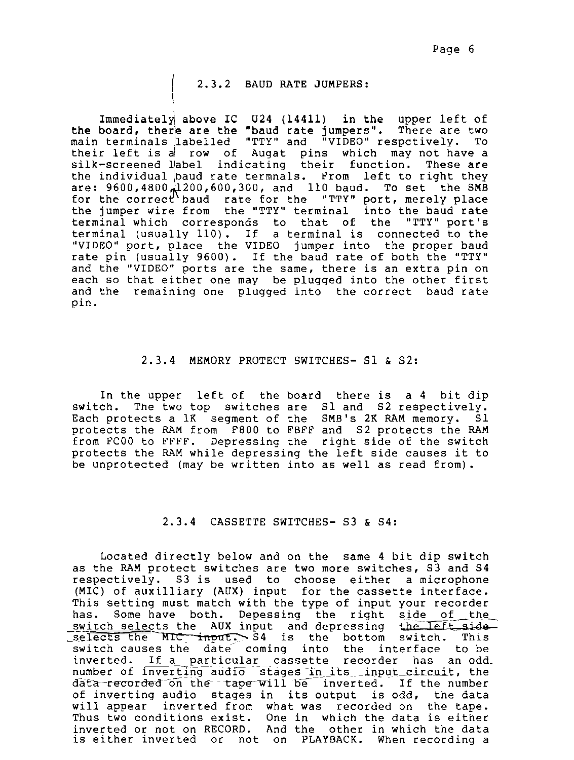### 2.3.2 BAUD RATE JUMPERS:

Immediately above IC U24 (14411) in the upper left of the board, there are the "baud rate jumpers". There are two main terminals labelled "TTY" and "VIDEO" respectively. To their left is a row of Augat pins which may not have a silk-screened label indicating their function. These are the individual baud rate termnals. From left to right they are: 9600,4800,1200,600,300, and 110 baud. To set the SMB for the correct baud rate for the "TTY" port, merely place the jumper wire from the "TTY" terminal into the baud rate terminal which corresponds to that of the "TTY" port's terminal (usually 110). If a terminal is connected to the "VIDEO" port, place the VIDEO jumper into the proper baud rate pin (usually 9600). If the baud rate of both the "TTY" and the "VIDEO" ports are the same, there is an extra pin on each so that either one may be plugged into the other first and the remaining one plugged into the correct baud rate pin.

### 2.3.4 MEMORY PROTECT SWITCHES- S1 & S2:

In the upper left of the board there is a 4 bit dip switch. The two top switches are S1 and S2 respectively. Each protects a 1K segment of the SMB's 2K RAM memory. S1 protects the RAM from F800 to FBFF and S2 protects the RAM from FC00 to FFFF. Depressing the right side of the switch protects the RAM while depressing the left side causes it to be unprotected (may be written into as well as read from).

### 2.3.4 CASSETTE SWITCHES- S3 & S4:

Located directly below and on the same 4 bit dip switch as the RAM protect switches are two more switches, S3 and S4 respectively. S3 is used to choose either a microphone (MIC) of auxilliary (AUX) input for the cassette interface. This setting must match with the type of input your recorder has. Some have both. Depessing the right side of the switch selects the AUX input and depressing the left side selects the MIC input. S4 is the bottom switch. This switch causes the date coming into the interface to be inverted. If a particular cassette recorder has an odd number of inverting audio stages in its input circuit, the data recorded on the tape will be inverted. If the number of inverting audio stages in its output is odd, the data will appear inverted from what was recorded on the tape. Thus two conditions exist. One in which the data is either inverted or not on RECORD. And the other in which the data is either inverted or not on PLAYBACK. When recording a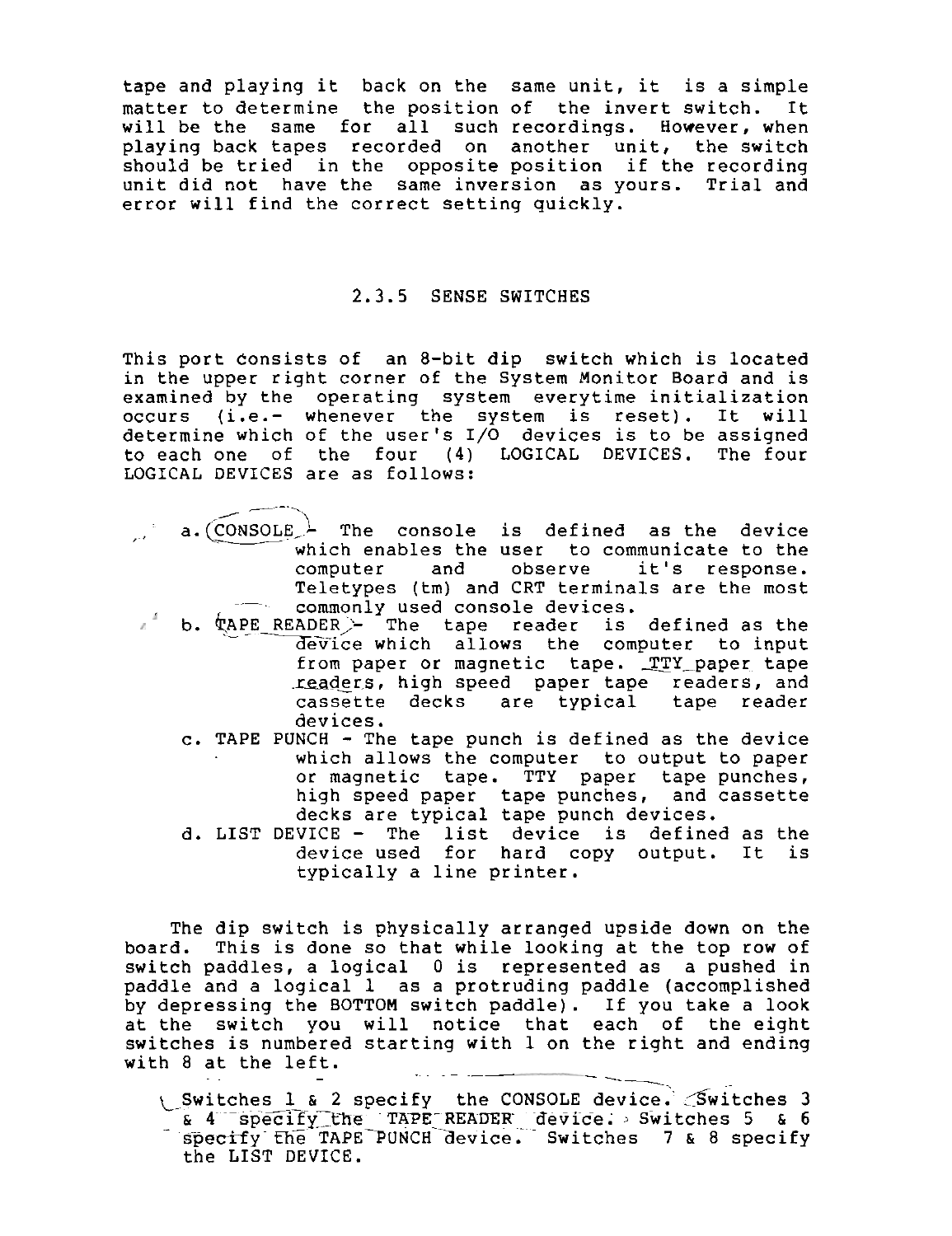tape and playing it back on the same unit, it is a simple matter to determine the position of the invert switch. It will be the same for all such recordings. However, when playing back tapes recorded on another unit, the switch should be tried in the opposite position if the recording unit did not have the same inversion as yours. Trial and error will find the correct setting quickly.

### 2.3.5 SENSE SWITCHES

This port consists of an 8-bit dip switch which is located in the upper right corner of the System Monitor Board and is examined by the operating system everytime initialization occurs (i.e.- whenever the system is reset). It will determine which of the user's I/O devices is to be assigned to each one of the four (4) LOGICAL DEVICES. The four LOGICAL DEVICES are as follows:

a. CONSOLE - The console is defined as the device which enables the user to communicate to the computer and observe it's response. Teletypes (tm) and CRT terminals are the most commonly used console devices.

b. TAPE READER - The tape reader is defined as the device which allows the computer to input from paper or magnetic tape. TTY paper tape readers, high speed paper tape readers, and cassette decks are typical tape reader devices.

c. TAPE PUNCH - The tape punch is defined as the device which allows the computer to output to paper or magnetic tape. TTY paper tape punches, high speed paper tape punches, and cassette decks are typical tape punch devices.

d. LIST DEVICE - The list device is defined as the device used for hard copy output. It is typically a line printer.

The dip switch is physically arranged upside down on the board. This is done so that while looking at the top row of switch paddles, a logical 0 is represented as a pushed in paddle and a logical 1 as a protruding paddle (accomplished by depressing the BOTTOM switch paddle). If you take a look at the switch you will notice that each of the eight switches is numbered starting with 1 on the right and ending with 8 at the left.

Switches 1 & 2 specify the CONSOLE device. Switches 3 & 4 specify the TAPE READER device. Switches 5 & 6 specify the TAPE PUNCH device. Switches 7 & 8 specify the LIST DEVICE.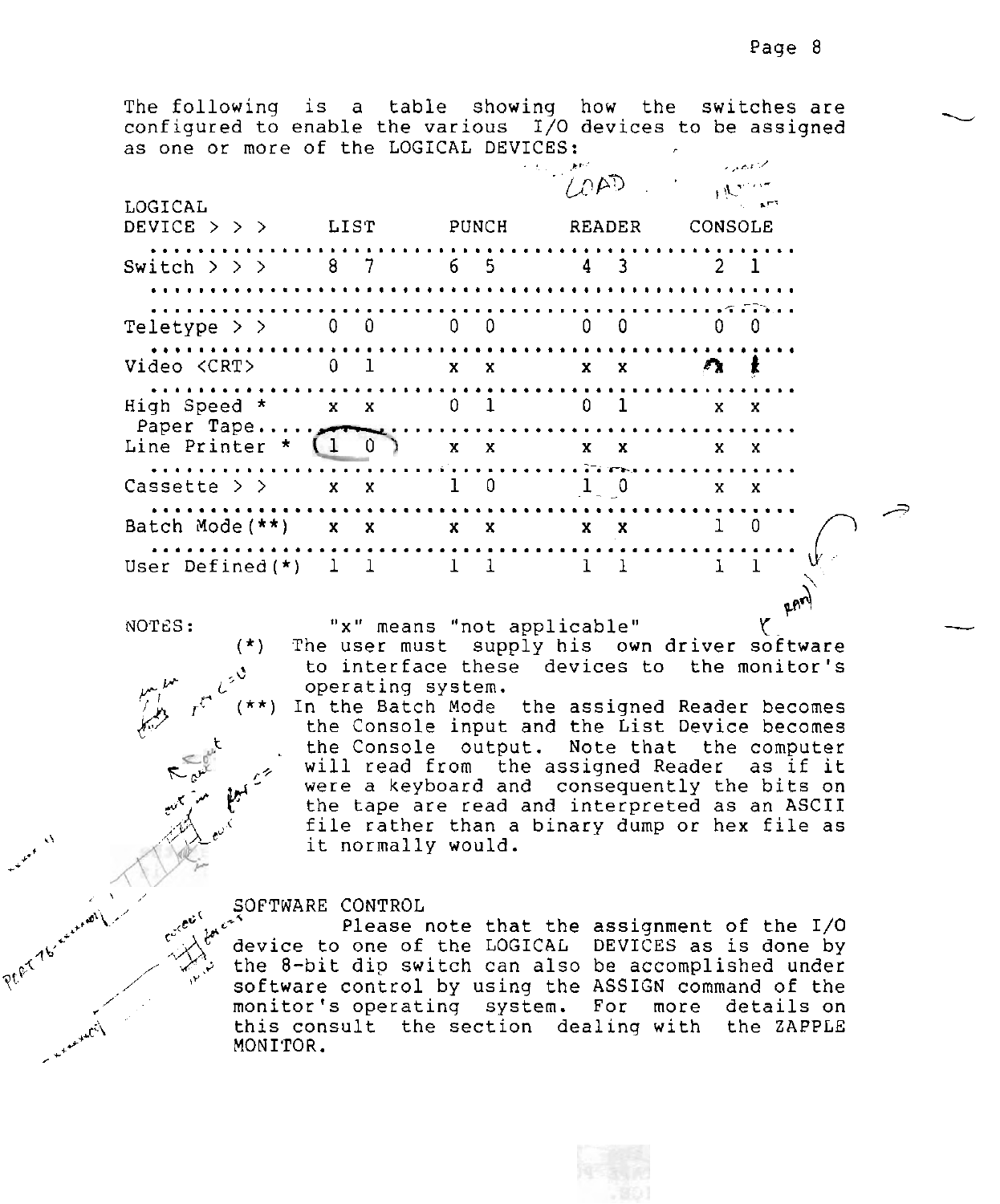The following is a table showing how the switches are configured to enable the various I/O devices to be assigned as one or more of the LOGICAL DEVICES:

| LOGICAL DEVICE > > > | LIST | | PUNCH | | READER | | CONSOLE | |
|---|---|---|---|---|---|---|---|---|
| Switch > > > | 8 | 7 | 6 | 5 | 4 | 3 | 2 | 1 |
| Teletype > > | 0 | 0 | 0 | 0 | 0 | 0 | 0 | 0 |
| Video <CRT> | 0 | 1 | x | x | x | x | 0 | 1 |
| High Speed * Paper Tape | x | x | 0 | 1 | 0 | 1 | x | x |
| Line Printer * | 1 | 0 | x | x | x | x | x | x |
| Cassette > > | x | x | 1 | 0 | 1 | 0 | x | x |
| Batch Mode(**) | x | x | x | x | x | x | 1 | 0 |
| User Defined(*) | 1 | 1 | 1 | 1 | 1 | 1 | 1 | 1 |

NOTES: "x" means "not applicable"

(*) The user must supply his own driver software to interface these devices to the monitor's operating system.

(**) In the Batch Mode the assigned Reader becomes the Console input and the List Device becomes the Console output. Note that the computer will read from the assigned Reader as if it were a keyboard and consequently the bits on the tape are read and interpreted as an ASCII file rather than a binary dump or hex file as it normally would.

## SOFTWARE CONTROL

Please note that the assignment of the I/O device to one of the LOGICAL DEVICES as is done by the 8-bit dip switch can also be accomplished under software control by using the ASSIGN command of the monitor's operating system. For more details on this consult the section dealing with the ZAPPLE MONITOR.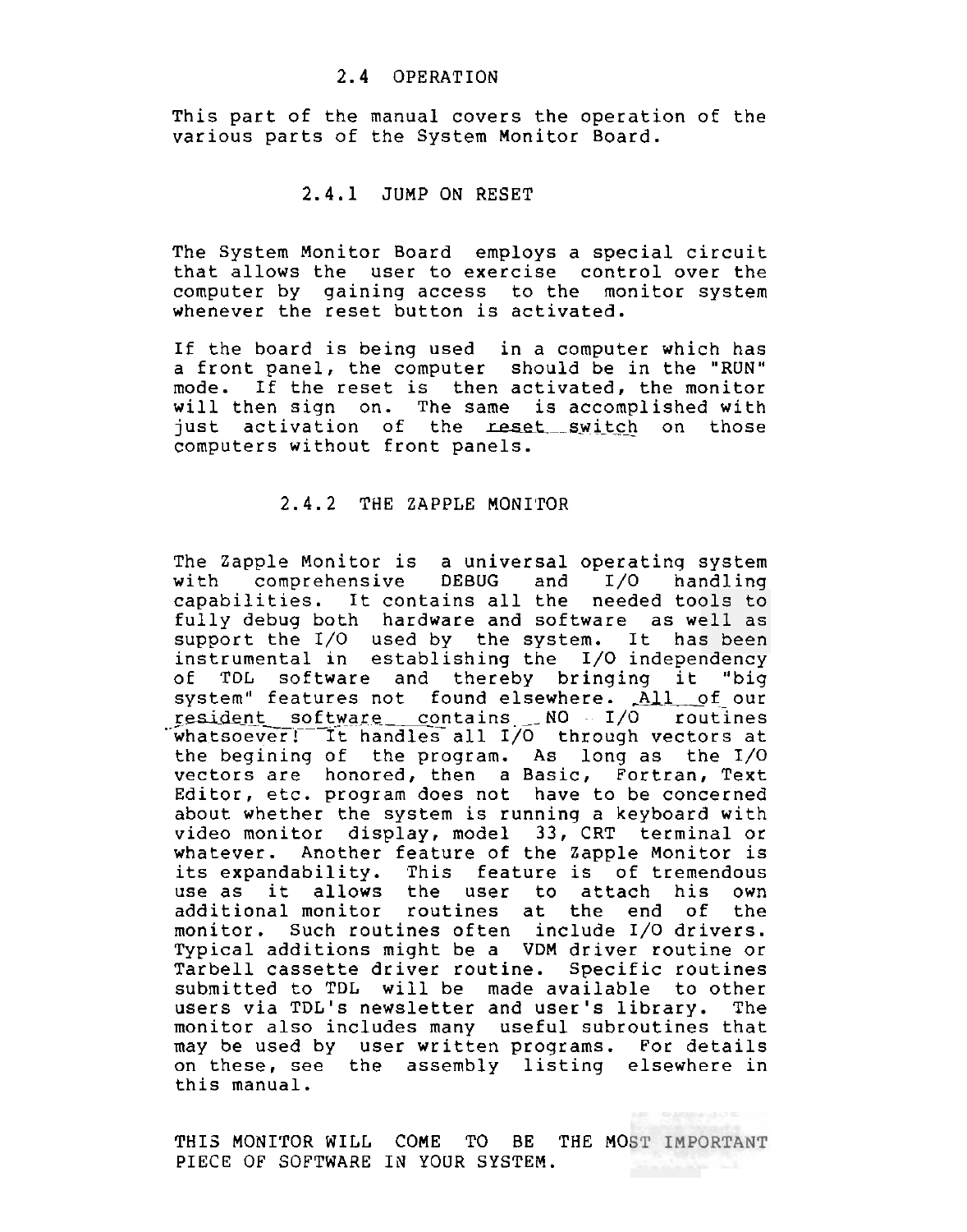## 2.4 OPERATION

This part of the manual covers the operation of the various parts of the System Monitor Board.

### 2.4.1 JUMP ON RESET

The System Monitor Board employs a special circuit that allows the user to exercise control over the computer by gaining access to the monitor system whenever the reset button is activated.

If the board is being used in a computer which has a front panel, the computer should be in the "RUN" mode. If the reset is then activated, the monitor will then sign on. The same is accomplished with just activation of the reset switch on those computers without front panels.

### 2.4.2 THE ZAPPLE MONITOR

The Zapple Monitor is a universal operating system with comprehensive DEBUG and I/O handling capabilities. It contains all the needed tools to fully debug both hardware and software as well as support the I/O used by the system. It has been instrumental in establishing the I/O independency of TDL software and thereby bringing it "big system" features not found elsewhere. All of our resident software contains NO I/O routines whatsoever! It handles all I/O through vectors at the begining of the program. As long as the I/O vectors are honored, then a Basic, Fortran, Text Editor, etc. program does not have to be concerned about whether the system is running a keyboard with video monitor display, model 33, CRT terminal or whatever. Another feature of the Zapple Monitor is its expandability. This feature is of tremendous use as it allows the user to attach his own additional monitor routines at the end of the monitor. Such routines often include I/O drivers. Typical additions might be a VDM driver routine or Tarbell cassette driver routine. Specific routines submitted to TDL will be made available to other users via TDL's newsletter and user's library. The monitor also includes many useful subroutines that may be used by user written programs. For details on these, see the assembly listing elsewhere in this manual.

THIS MONITOR WILL COME TO BE THE MOST IMPORTANT PIECE OF SOFTWARE IN YOUR SYSTEM.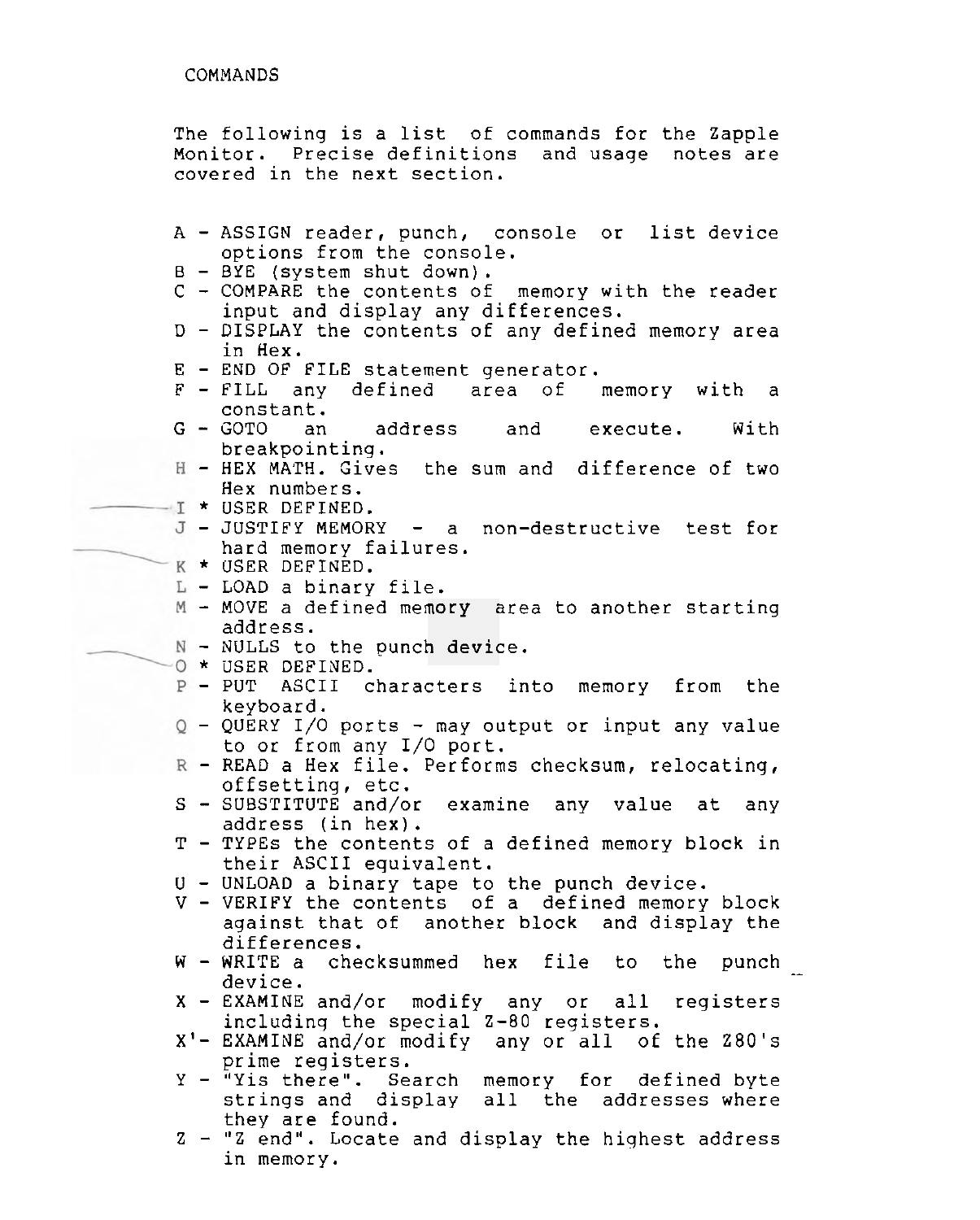# COMMANDS

The following is a list of commands for the Zapple Monitor. Precise definitions and usage notes are covered in the next section.

- A - ASSIGN reader, punch, console or list device options from the console.
- B - BYE (system shut down).
- C - COMPARE the contents of memory with the reader input and display any differences.
- D - DISPLAY the contents of any defined memory area in Hex.
- E - END OF FILE statement generator.
- F - FILL any defined area of memory with a constant.
- G - GOTO an address and execute. With breakpointing.
- H - HEX MATH. Gives the sum and difference of two Hex numbers.
- I * USER DEFINED.
- J - JUSTIFY MEMORY - a non-destructive test for hard memory failures.
- K * USER DEFINED.
- L - LOAD a binary file.
- M - MOVE a defined memory area to another starting address.
- N - NULLS to the punch device.
- O * USER DEFINED.
- P - PUT ASCII characters into memory from the keyboard.
- Q - QUERY I/O ports - may output or input any value to or from any I/O port.
- R - READ a Hex file. Performs checksum, relocating, offsetting, etc.
- S - SUBSTITUTE and/or examine any value at any address (in hex).
- T - TYPEs the contents of a defined memory block in their ASCII equivalent.
- U - UNLOAD a binary tape to the punch device.
- V - VERIFY the contents of a defined memory block against that of another block and display the differences.
- W - WRITE a checksummed hex file to the punch device.
- X - EXAMINE and/or modify any or all registers including the special Z-80 registers.
- X'- EXAMINE and/or modify any or all of the Z80's prime registers.
- Y - "Yis there". Search memory for defined byte strings and display all the addresses where they are found.
- Z - "Z end". Locate and display the highest address in memory.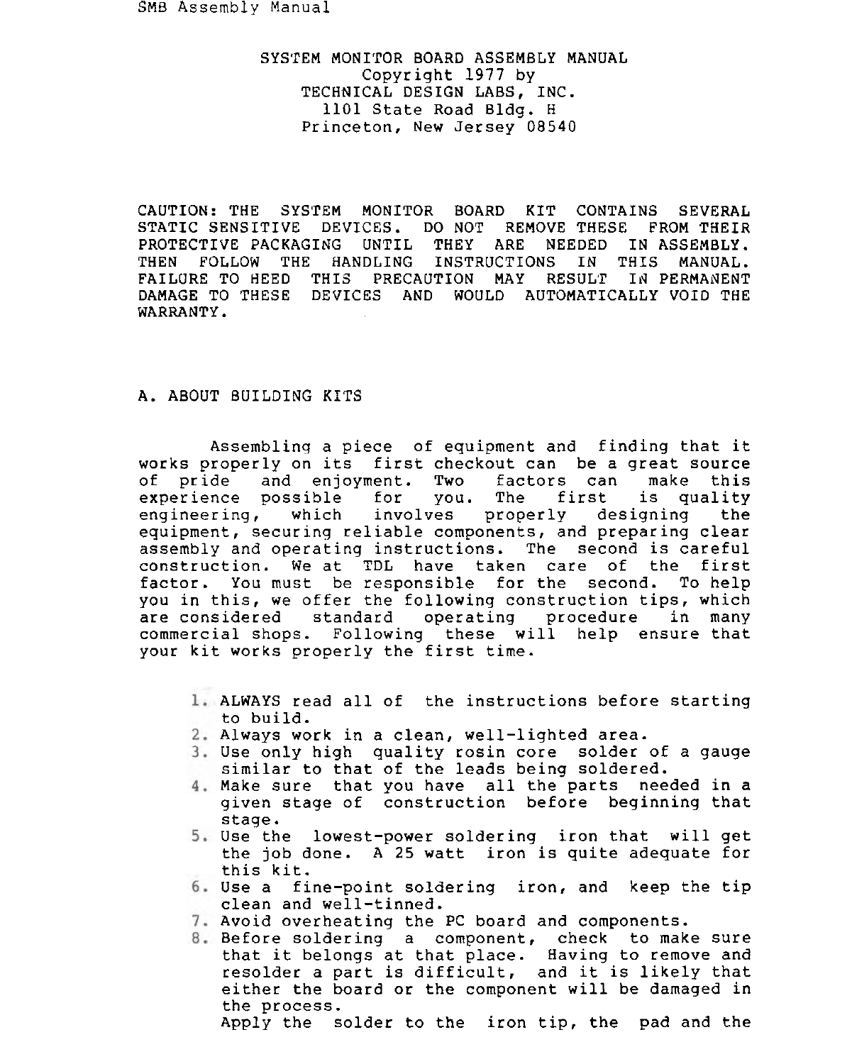SYSTEM MONITOR BOARD ASSEMBLY MANUAL
Copyright 1977 by
TECHNICAL DESIGN LABS, INC.
1101 State Road Bldg. H
Princeton, New Jersey 08540

CAUTION: THE SYSTEM MONITOR BOARD KIT CONTAINS SEVERAL STATIC SENSITIVE DEVICES. DO NOT REMOVE THESE FROM THEIR PROTECTIVE PACKAGING UNTIL THEY ARE NEEDED IN ASSEMBLY. THEN FOLLOW THE HANDLING INSTRUCTIONS IN THIS MANUAL. FAILURE TO HEED THIS PRECAUTION MAY RESULT IN PERMANENT DAMAGE TO THESE DEVICES AND WOULD AUTOMATICALLY VOID THE WARRANTY.

## A. ABOUT BUILDING KITS

Assembling a piece of equipment and finding that it works properly on its first checkout can be a great source of pride and enjoyment. Two factors can make this experience possible for you. The first is quality engineering, which involves properly designing the equipment, securing reliable components, and preparing clear assembly and operating instructions. The second is careful construction. We at TDL have taken care of the first factor. You must be responsible for the second. To help you in this, we offer the following construction tips, which are considered standard operating procedure in many commercial shops. Following these will help ensure that your kit works properly the first time.

1. ALWAYS read all of the instructions before starting to build.
2. Always work in a clean, well-lighted area.
3. Use only high quality rosin core solder of a gauge similar to that of the leads being soldered.
4. Make sure that you have all the parts needed in a given stage of construction before beginning that stage.
5. Use the lowest-power soldering iron that will get the job done. A 25 watt iron is quite adequate for this kit.
6. Use a fine-point soldering iron, and keep the tip clean and well-tinned.
7. Avoid overheating the PC board and components.
8. Before soldering a component, check to make sure that it belongs at that place. Having to remove and resolder a part is difficult, and it is likely that either the board or the component will be damaged in the process.

   Apply the solder to the iron tip, the pad and the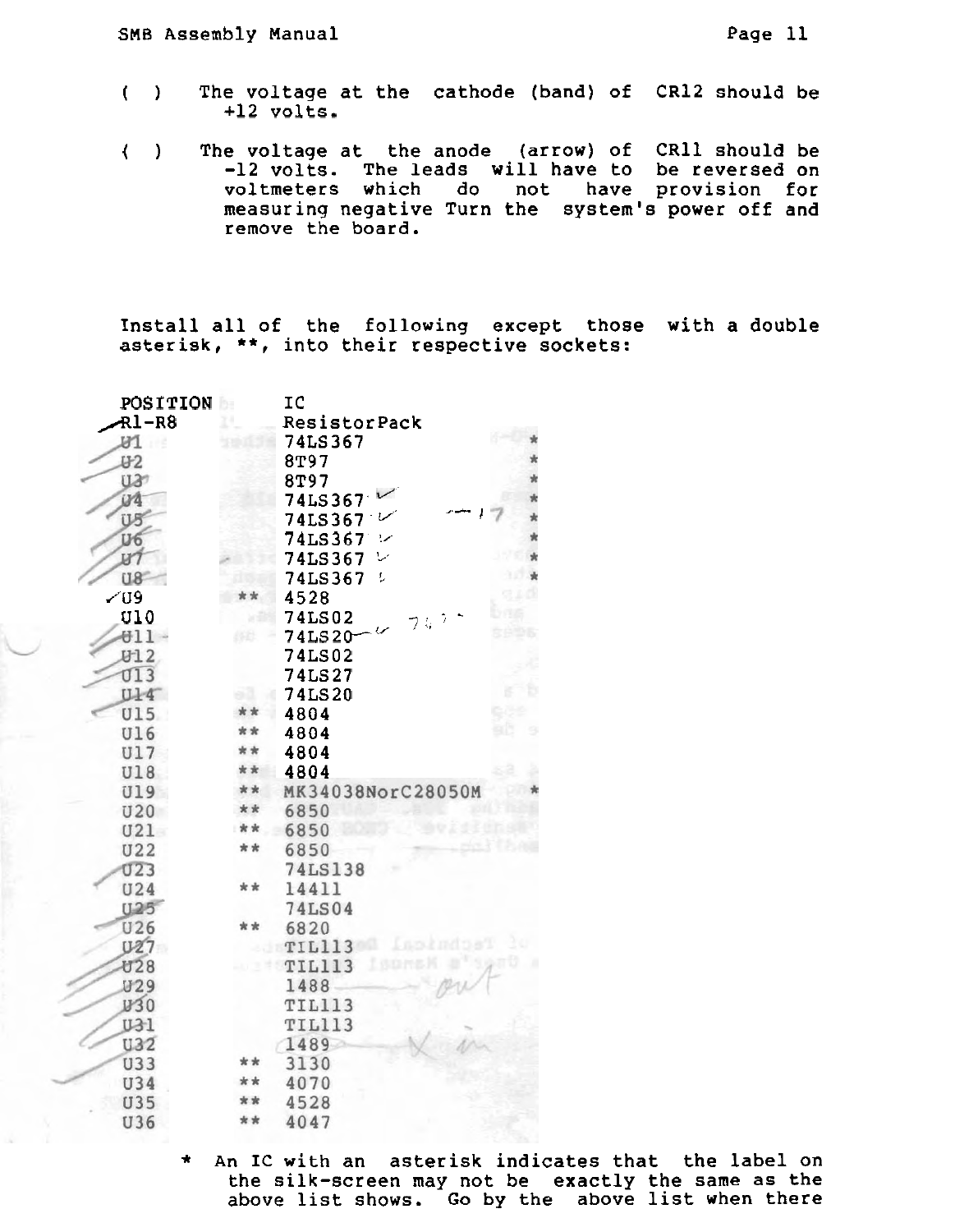( ) The voltage at the cathode (band) of CR12 should be +12 volts.

( ) The voltage at the anode (arrow) of CR11 should be -12 volts. The leads will have to be reversed on voltmeters which do not have provision for measuring negative Turn the system's power off and remove the board.

Install all of the following except those with a double asterisk, **, into their respective sockets:

| POSITION | | IC | |
|---|---|---|---|
| R1-R8 | | ResistorPack | |
| U1 | | 74LS367 | * |
| U2 | | 8T97 | * |
| U3 | | 8T97 | * |
| U4 | | 74LS367 | * |
| U5 | | 74LS367 | * |
| U6 | | 74LS367 | * |
| U7 | | 74LS367 | * |
| U8 | | 74LS367 | * |
| U9 | ** | 4528 | |
| U10 | | 74LS02 | |
| U11 | | 74LS20 | |
| U12 | | 74LS02 | |
| U13 | | 74LS27 | |
| U14 | | 74LS20 | |
| U15 | ** | 4804 | |
| U16 | ** | 4804 | |
| U17 | ** | 4804 | |
| U18 | ** | 4804 | |
| U19 | ** | MK34038NorC28050M | * |
| U20 | ** | 6850 | |
| U21 | ** | 6850 | |
| U22 | ** | 6850 | |
| U23 | | 74LS138 | |
| U24 | ** | 14411 | |
| U25 | | 74LS04 | |
| U26 | ** | 6820 | |
| U27 | | TIL113 | |
| U28 | | TIL113 | |
| U29 | | 1488 | |
| U30 | | TIL113 | |
| U31 | | TIL113 | |
| U32 | | 1489 | |
| U33 | ** | 3130 | |
| U34 | ** | 4070 | |
| U35 | ** | 4528 | |
| U36 | ** | 4047 | |

\* An IC with an asterisk indicates that the label on the silk-screen may not be exactly the same as the above list shows. Go by the above list when there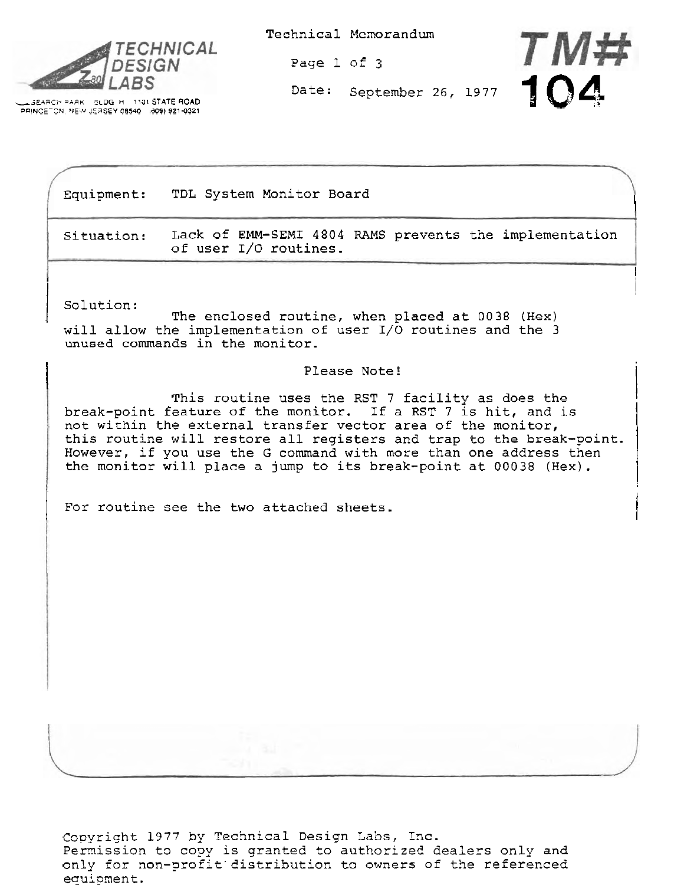**TECHNICAL DESIGN LABS**
RESEARCH PARK BLDG H 1101 STATE ROAD
PRINCETON NEW JERSEY 08540 (609) 921-0321

Technical Memorandum

Date: September 26, 1977

# TM# 104

| | |
|---|---|
| Equipment: | TDL System Monitor Board |
| Situation: | Lack of EMM-SEMI 4804 RAMS prevents the implementation of user I/O routines. |

Solution:

The enclosed routine, when placed at 0038 (Hex) will allow the implementation of user I/O routines and the 3 unused commands in the monitor.

Please Note!

This routine uses the RST 7 facility as does the break-point feature of the monitor. If a RST 7 is hit, and is not within the external transfer vector area of the monitor, this routine will restore all registers and trap to the break-point. However, if you use the G command with more than one address then the monitor will place a jump to its break-point at 00038 (Hex).

For routine see the two attached sheets.

Copyright 1977 by Technical Design Labs, Inc.
Permission to copy is granted to authorized dealers only and only for non-profit distribution to owners of the referenced equipment.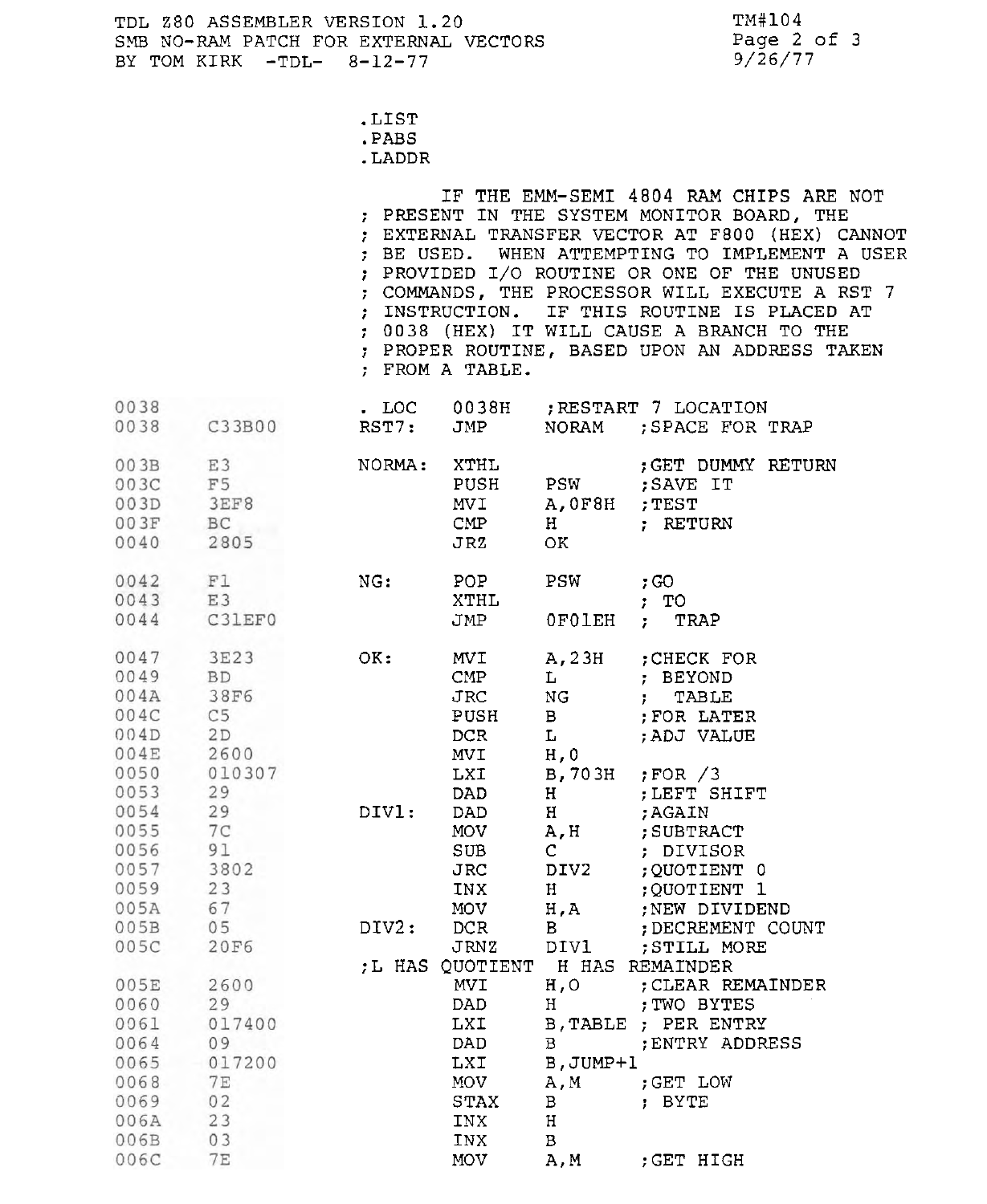```
                         .LIST
                         .PABS
                         .LADDR

                              IF THE EMM-SEMI 4804 RAM CHIPS ARE NOT
                         ; PRESENT IN THE SYSTEM MONITOR BOARD, THE
                         ; EXTERNAL TRANSFER VECTOR AT F800 (HEX) CANNOT
                         ; BE USED.  WHEN ATTEMPTING TO IMPLEMENT A USER
                         ; PROVIDED I/O ROUTINE OR ONE OF THE UNUSED
                         ; COMMANDS, THE PROCESSOR WILL EXECUTE A RST 7
                         ; INSTRUCTION.  IF THIS ROUTINE IS PLACED AT
                         ; 0038 (HEX) IT WILL CAUSE A BRANCH TO THE
                         ; PROPER ROUTINE, BASED UPON AN ADDRESS TAKEN
                         ; FROM A TABLE.

0038                     . LOC   0038H   ;RESTART 7 LOCATION
0038    C33B00           RST7:   JMP     NORAM   ;SPACE FOR TRAP

003B    E3               NORMA:  XTHL            ;GET DUMMY RETURN
003C    F5                       PUSH    PSW     ;SAVE IT
003D    3EF8                     MVI     A,0F8H  ;TEST
003F    BC                       CMP     H       ; RETURN
0040    2805                     JRZ     OK

0042    F1               NG:     POP     PSW     ;GO
0043    E3                       XTHL            ; TO
0044    C31EF0                   JMP     0F01EH  ;  TRAP

0047    3E23             OK:     MVI     A,23H   ;CHECK FOR
0049    BD                       CMP     L       ; BEYOND
004A    38F6                     JRC     NG      ;  TABLE
004C    C5                       PUSH    B       ;FOR LATER
004D    2D                       DCR     L       ;ADJ VALUE
004E    2600                     MVI     H,0
0050    010307                   LXI     B,703H  ;FOR /3
0053    29                       DAD     H       ;LEFT SHIFT
0054    29               DIV1:   DAD     H       ;AGAIN
0055    7C                       MOV     A,H     ;SUBTRACT
0056    91                       SUB     C       ; DIVISOR
0057    3802                     JRC     DIV2    ;QUOTIENT 0
0059    23                       INX     H       ;QUOTIENT 1
005A    67                       MOV     H,A     ;NEW DIVIDEND
005B    05               DIV2:   DCR     B       ;DECREMENT COUNT
005C    20F6                     JRNZ    DIV1    ;STILL MORE
                         ;L HAS QUOTIENT  H HAS REMAINDER
005E    2600                     MVI     H,O     ;CLEAR REMAINDER
0060    29                       DAD     H       ;TWO BYTES
0061    017400                   LXI     B,TABLE ; PER ENTRY
0064    09                       DAD     B       ;ENTRY ADDRESS
0065    017200                   LXI     B,JUMP+1
0068    7E                       MOV     A,M     ;GET LOW
0069    02                       STAX    B       ; BYTE
006A    23                       INX     H
006B    03                       INX     B
006C    7E                       MOV     A,M     ;GET HIGH
```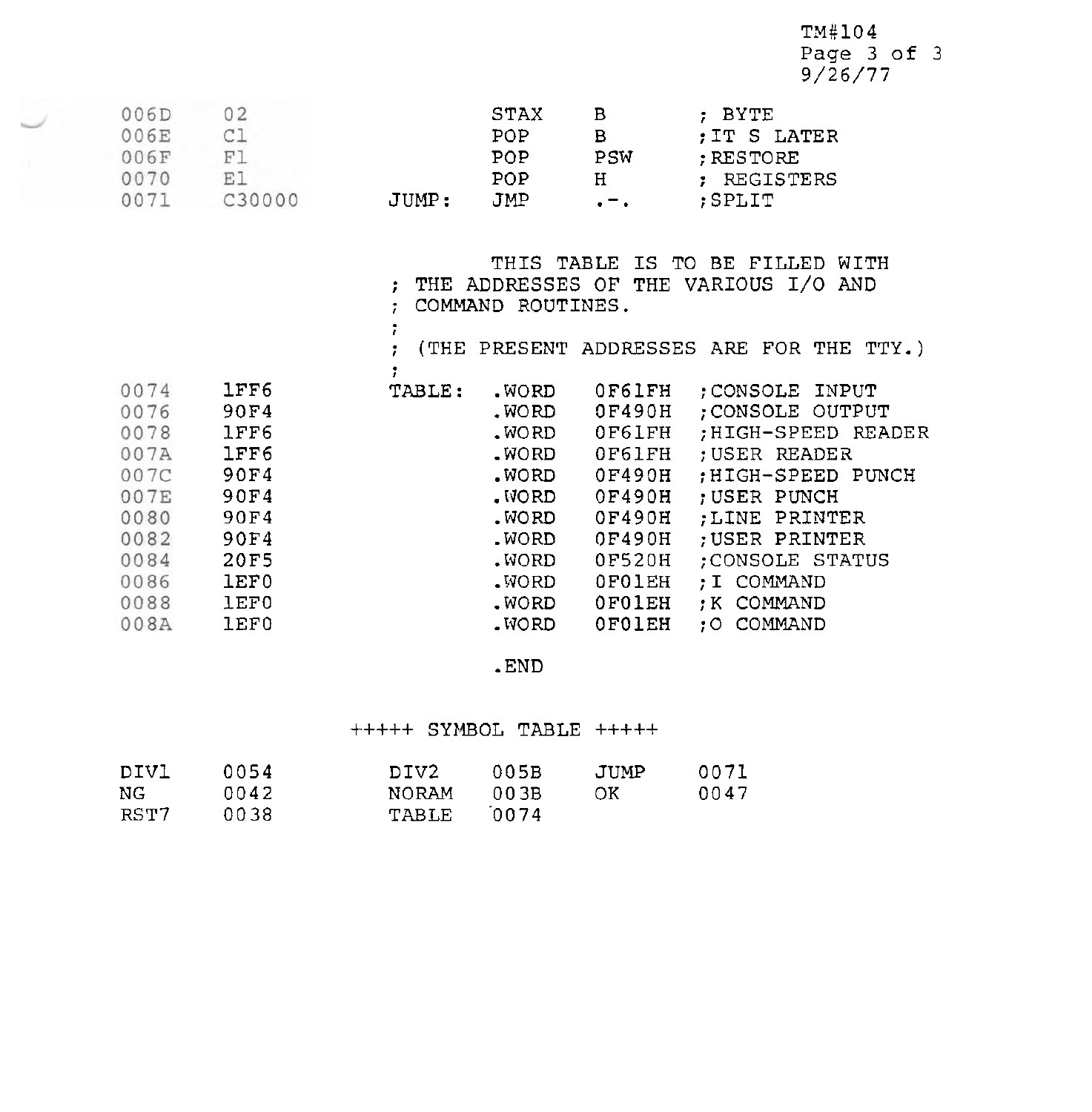```
006D    02              STAX    B       ; BYTE
006E    C1              POP     B       ;IT S LATER
006F    F1              POP     PSW     ;RESTORE
0070    E1              POP     H       ; REGISTERS
0071    C30000  JUMP:   JMP     .-.     ;SPLIT


                        THIS TABLE IS TO BE FILLED WITH
                ; THE ADDRESSES OF THE VARIOUS I/O AND
                ; COMMAND ROUTINES.
                ;
                ; (THE PRESENT ADDRESSES ARE FOR THE TTY.)
                ;
0074    1FF6    TABLE:  .WORD   0F61FH  ;CONSOLE INPUT
0076    90F4            .WORD   0F490H  ;CONSOLE OUTPUT
0078    1FF6            .WORD   0F61FH  ;HIGH-SPEED READER
007A    1FF6            .WORD   0F61FH  ;USER READER
007C    90F4            .WORD   0F490H  ;HIGH-SPEED PUNCH
007E    90F4            .WORD   0F490H  ;USER PUNCH
0080    90F4            .WORD   0F490H  ;LINE PRINTER
0082    90F4            .WORD   0F490H  ;USER PRINTER
0084    20F5            .WORD   0F520H  ;CONSOLE STATUS
0086    1EF0            .WORD   0F01EH  ;I COMMAND
0088    1EF0            .WORD   0F01EH  ;K COMMAND
008A    1EF0            .WORD   0F01EH  ;O COMMAND

                        .END


                +++++ SYMBOL TABLE +++++

DIV1    0054            DIV2    005B    JUMP    0071
NG      0042            NORAM   003B    OK      0047
RST7    0038            TABLE   0074
```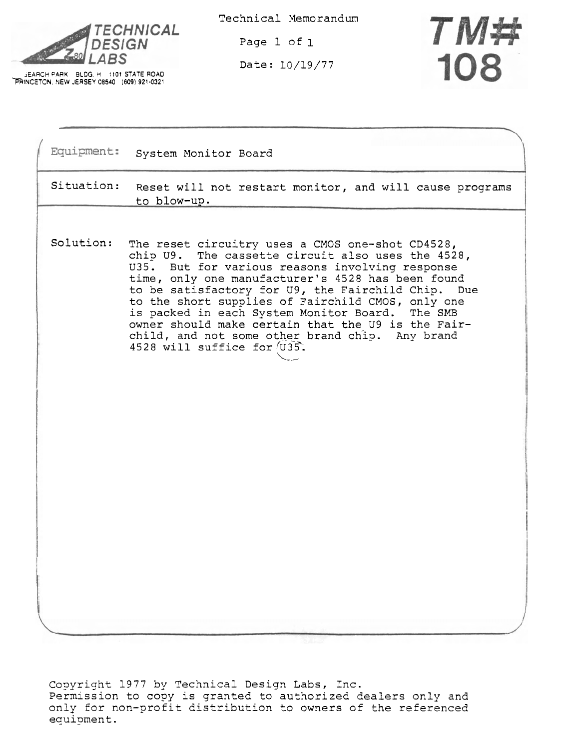**TECHNICAL DESIGN LABS**

RESEARCH PARK BLDG. H 1101 STATE ROAD
PRINCETON, NEW JERSEY 08540 (609) 921-0321

Technical Memorandum

Date: 10/19/77

# TM# 108

**Equipment:** System Monitor Board

**Situation:** Reset will not restart monitor, and will cause programs to blow-up.

**Solution:** The reset circuitry uses a CMOS one-shot CD4528, chip U9. The cassette circuit also uses the 4528, U35. But for various reasons involving response time, only one manufacturer's 4528 has been found to be satisfactory for U9, the Fairchild Chip. Due to the short supplies of Fairchild CMOS, only one is packed in each System Monitor Board. The SMB owner should make certain that the U9 is the Fairchild, and not some other brand chip. Any brand 4528 will suffice for U35.

Copyright 1977 by Technical Design Labs, Inc.
Permission to copy is granted to authorized dealers only and only for non-profit distribution to owners of the referenced equipment.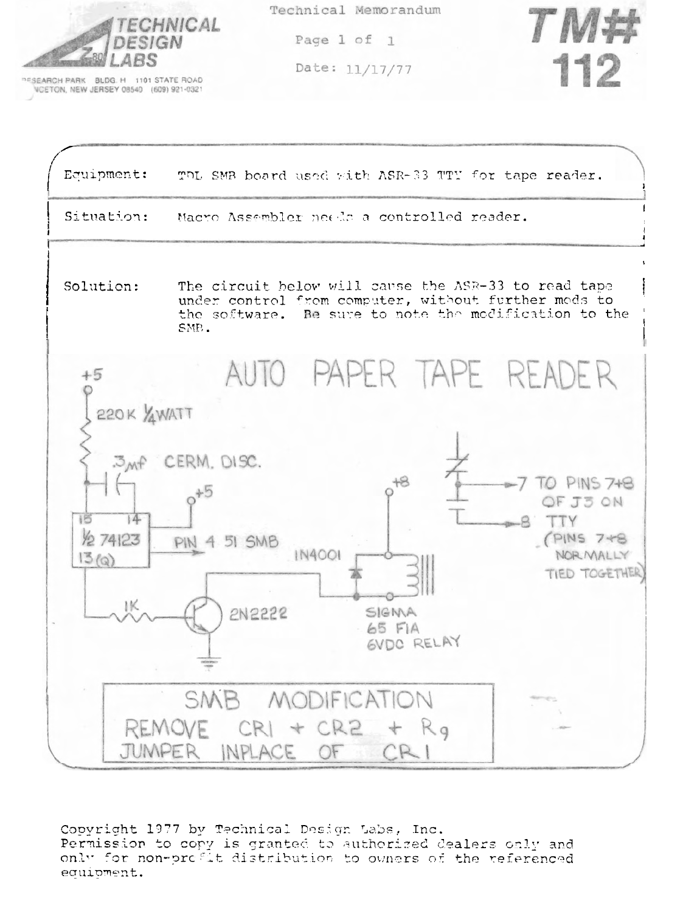TECHNICAL DESIGN LABS

RESEARCH PARK BLDG. H 1101 STATE ROAD
PRINCETON, NEW JERSEY 08540 (609) 921-0321

Technical Memorandum

Date: 11/17/77

# TM# 112

**Equipment:** TDL SMB board used with ASR-33 TTY for tape reader.

**Situation:** Macro Assembler needs a controlled reader.

**Solution:** The circuit below will cause the ASR-33 to read tape under control from computer, without further mods to the software. Be sure to note the modification to the SMB.

## AUTO PAPER TAPE READER

+5

220K 1/4WATT

.3mf CERM. DISC.

+5

15 14

1/2 74123

13 (Q)

PIN 4 51 SMB

1K

2N2222

+8

1N4001

SIGMA 65 F1A 6VDC RELAY

7 TO PINS 7+8 OF J3 ON

8 TTY

(PINS 7+8 NORMALLY TIED TOGETHER)

SMB MODIFICATION
REMOVE CR1 + CR2 + R9
JUMPER INPLACE OF CR1

Copyright 1977 by Technical Design Labs, Inc.
Permission to copy is granted to authorized dealers only and only for non-profit distribution to owners of the referenced equipment.